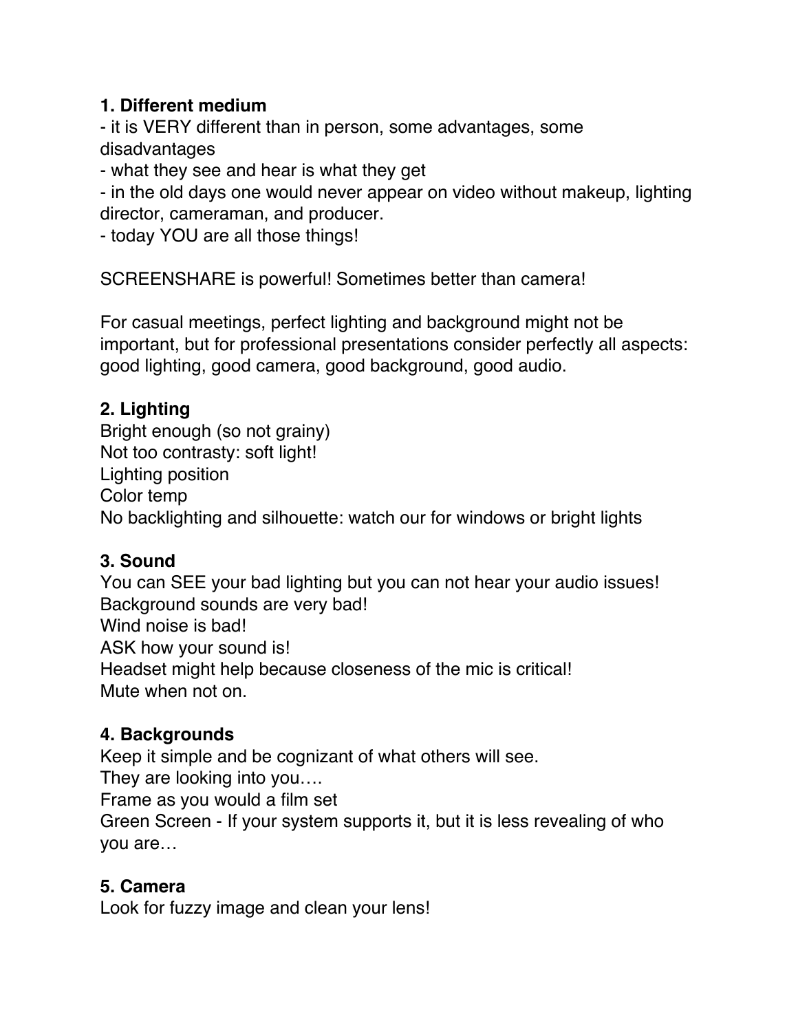**1. Different medium**

- it is VERY different than in person, some advantages, some disadvantages
- what they see and hear is what they get
- in the old days one would never appear on video without makeup, lighting director, cameraman, and producer.
- today YOU are all those things!

SCREENSHARE is powerful! Sometimes better than camera!

For casual meetings, perfect lighting and background might not be important, but for professional presentations consider perfectly all aspects: good lighting, good camera, good background, good audio.

**2. Lighting**

Bright enough (so not grainy)
Not too contrasty: soft light!
Lighting position
Color temp
No backlighting and silhouette: watch our for windows or bright lights

**3. Sound**

You can SEE your bad lighting but you can not hear your audio issues!
Background sounds are very bad!
Wind noise is bad!
ASK how your sound is!
Headset might help because closeness of the mic is critical!
Mute when not on.

**4. Backgrounds**

Keep it simple and be cognizant of what others will see.
They are looking into you….
Frame as you would a film set
Green Screen - If your system supports it, but it is less revealing of who you are…

**5. Camera**

Look for fuzzy image and clean your lens!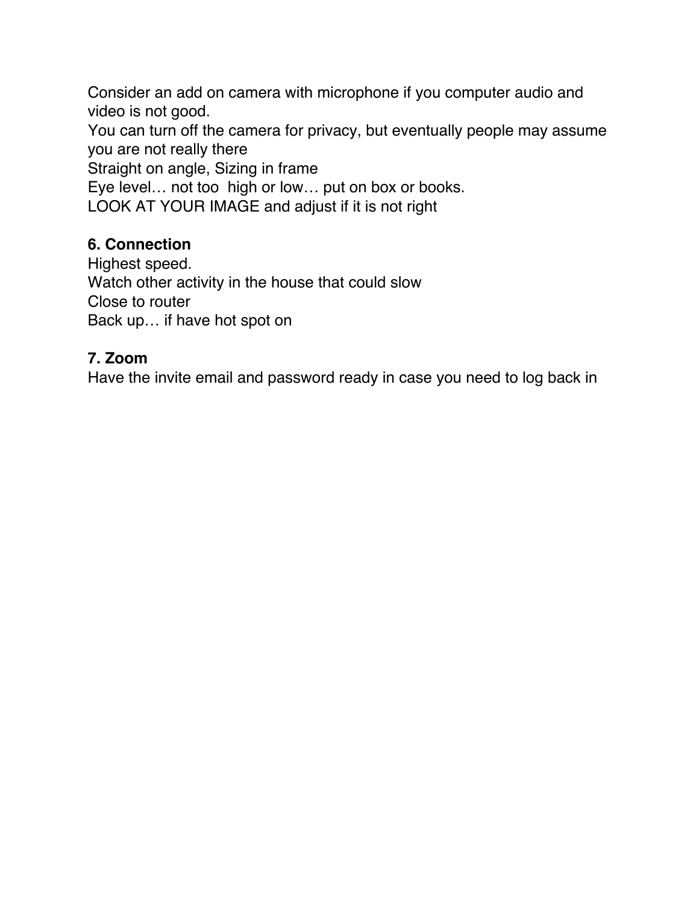Consider an add on camera with microphone if you computer audio and video is not good.
You can turn off the camera for privacy, but eventually people may assume you are not really there
Straight on angle, Sizing in frame
Eye level… not too  high or low… put on box or books.
LOOK AT YOUR IMAGE and adjust if it is not right

**6. Connection**
Highest speed.
Watch other activity in the house that could slow
Close to router
Back up… if have hot spot on

**7. Zoom**
Have the invite email and password ready in case you need to log back in